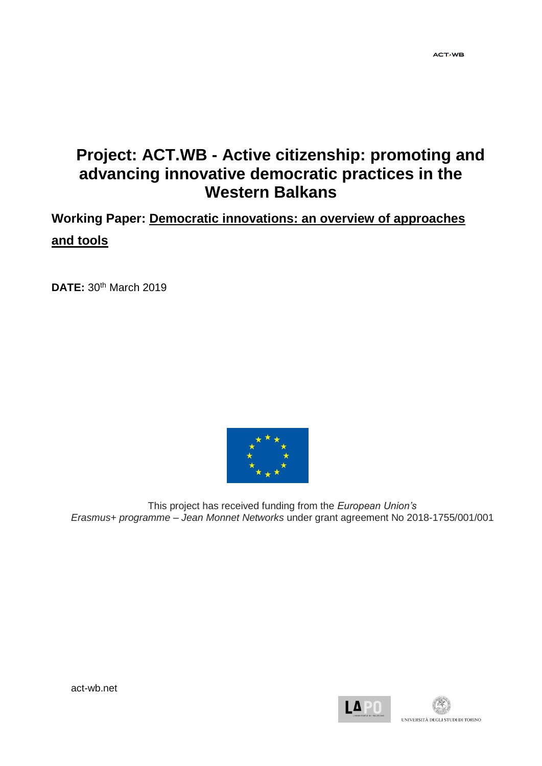# Project: ACT.WB - Active citizenship: promoting and advancing innovative democratic practices in the Western Balkans

**Working Paper: Democratic innovations: an overview of approaches and tools**

**DATE:** 30th March 2019

This project has received funding from the *European Union's Erasmus+ programme – Jean Monnet Networks* under grant agreement No 2018-1755/001/001

act-wb.net

UNIVERSITÀ DEGLI STUDI DI TORINO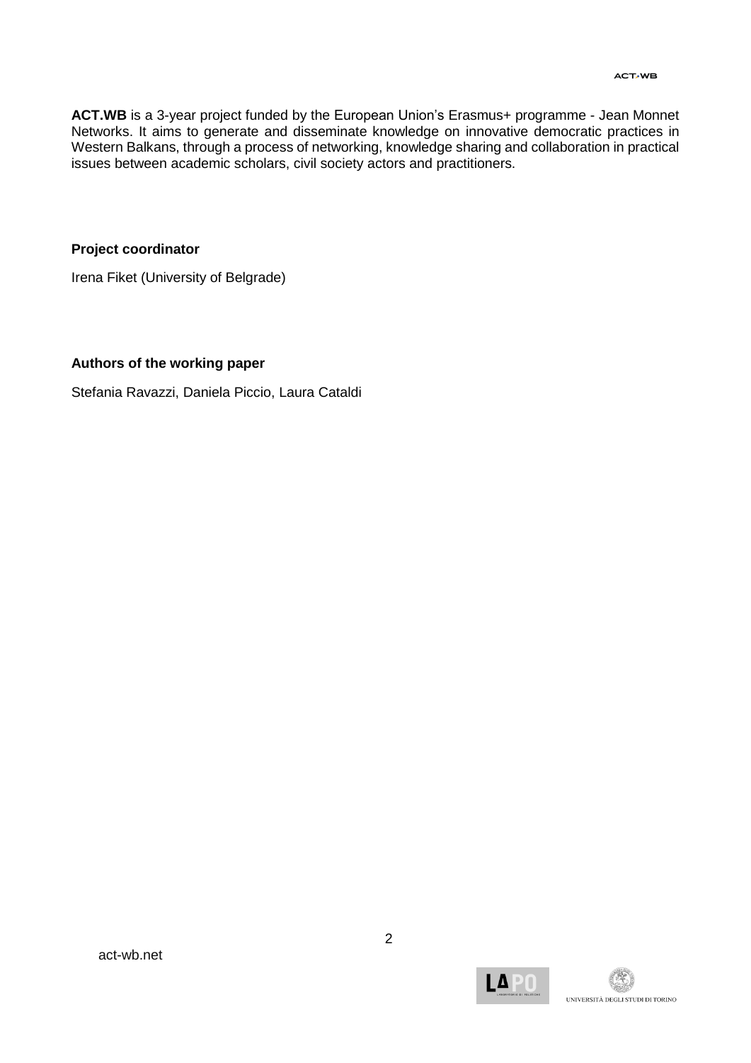**ACT.WB** is a 3-year project funded by the European Union's Erasmus+ programme - Jean Monnet Networks. It aims to generate and disseminate knowledge on innovative democratic practices in Western Balkans, through a process of networking, knowledge sharing and collaboration in practical issues between academic scholars, civil society actors and practitioners.

**Project coordinator**

Irena Fiket (University of Belgrade)

**Authors of the working paper**

Stefania Ravazzi, Daniela Piccio, Laura Cataldi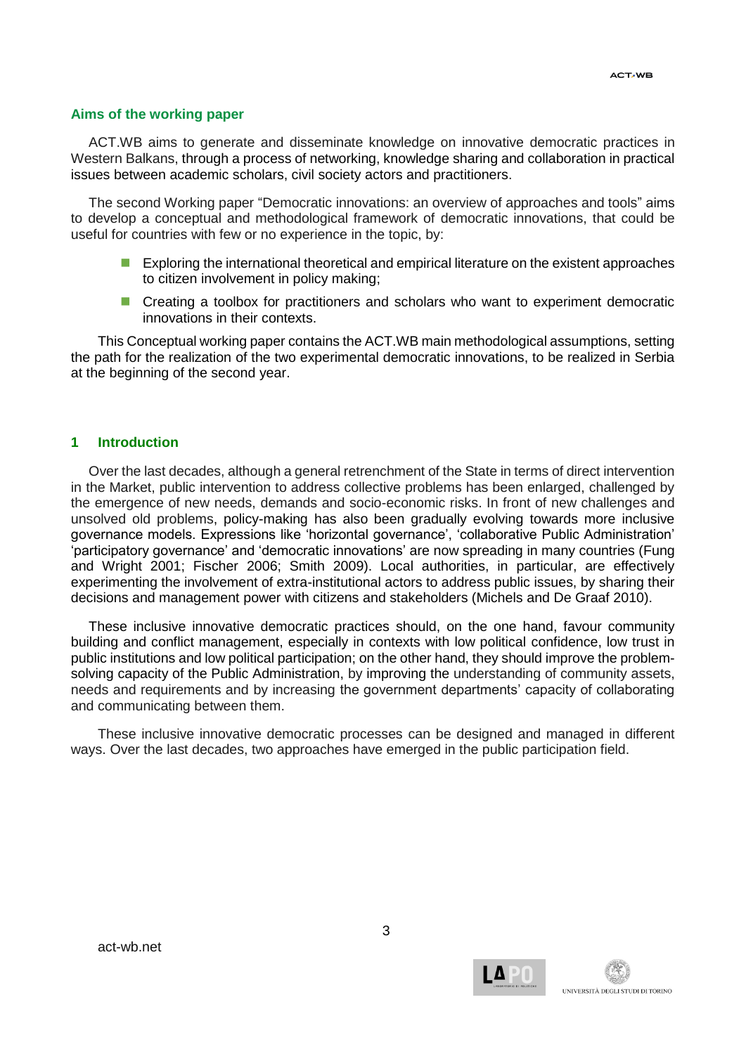## Aims of the working paper

ACT.WB aims to generate and disseminate knowledge on innovative democratic practices in Western Balkans, through a process of networking, knowledge sharing and collaboration in practical issues between academic scholars, civil society actors and practitioners.

The second Working paper "Democratic innovations: an overview of approaches and tools" aims to develop a conceptual and methodological framework of democratic innovations, that could be useful for countries with few or no experience in the topic, by:

- Exploring the international theoretical and empirical literature on the existent approaches to citizen involvement in policy making;
- Creating a toolbox for practitioners and scholars who want to experiment democratic innovations in their contexts.

This Conceptual working paper contains the ACT.WB main methodological assumptions, setting the path for the realization of the two experimental democratic innovations, to be realized in Serbia at the beginning of the second year.

## 1 Introduction

Over the last decades, although a general retrenchment of the State in terms of direct intervention in the Market, public intervention to address collective problems has been enlarged, challenged by the emergence of new needs, demands and socio-economic risks. In front of new challenges and unsolved old problems, policy-making has also been gradually evolving towards more inclusive governance models. Expressions like 'horizontal governance', 'collaborative Public Administration' 'participatory governance' and 'democratic innovations' are now spreading in many countries (Fung and Wright 2001; Fischer 2006; Smith 2009). Local authorities, in particular, are effectively experimenting the involvement of extra-institutional actors to address public issues, by sharing their decisions and management power with citizens and stakeholders (Michels and De Graaf 2010).

These inclusive innovative democratic practices should, on the one hand, favour community building and conflict management, especially in contexts with low political confidence, low trust in public institutions and low political participation; on the other hand, they should improve the problem-solving capacity of the Public Administration, by improving the understanding of community assets, needs and requirements and by increasing the government departments' capacity of collaborating and communicating between them.

These inclusive innovative democratic processes can be designed and managed in different ways. Over the last decades, two approaches have emerged in the public participation field.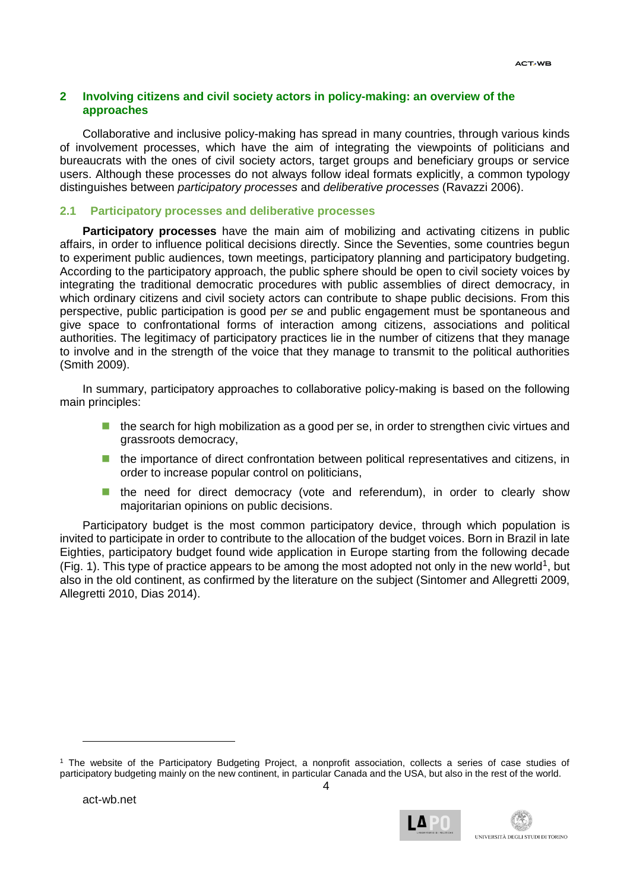## 2 Involving citizens and civil society actors in policy-making: an overview of the approaches

Collaborative and inclusive policy-making has spread in many countries, through various kinds of involvement processes, which have the aim of integrating the viewpoints of politicians and bureaucrats with the ones of civil society actors, target groups and beneficiary groups or service users. Although these processes do not always follow ideal formats explicitly, a common typology distinguishes between *participatory processes* and *deliberative processes* (Ravazzi 2006).

### 2.1 Participatory processes and deliberative processes

**Participatory processes** have the main aim of mobilizing and activating citizens in public affairs, in order to influence political decisions directly. Since the Seventies, some countries begun to experiment public audiences, town meetings, participatory planning and participatory budgeting. According to the participatory approach, the public sphere should be open to civil society voices by integrating the traditional democratic procedures with public assemblies of direct democracy, in which ordinary citizens and civil society actors can contribute to shape public decisions. From this perspective, public participation is good p*er se* and public engagement must be spontaneous and give space to confrontational forms of interaction among citizens, associations and political authorities. The legitimacy of participatory practices lie in the number of citizens that they manage to involve and in the strength of the voice that they manage to transmit to the political authorities (Smith 2009).

In summary, participatory approaches to collaborative policy-making is based on the following main principles:

- the search for high mobilization as a good per se, in order to strengthen civic virtues and grassroots democracy,
- the importance of direct confrontation between political representatives and citizens, in order to increase popular control on politicians,
- the need for direct democracy (vote and referendum), in order to clearly show majoritarian opinions on public decisions.

Participatory budget is the most common participatory device, through which population is invited to participate in order to contribute to the allocation of the budget voices. Born in Brazil in late Eighties, participatory budget found wide application in Europe starting from the following decade (Fig. 1). This type of practice appears to be among the most adopted not only in the new world[1], but also in the old continent, as confirmed by the literature on the subject (Sintomer and Allegretti 2009, Allegretti 2010, Dias 2014).

[1] The website of the Participatory Budgeting Project, a nonprofit association, collects a series of case studies of participatory budgeting mainly on the new continent, in particular Canada and the USA, but also in the rest of the world.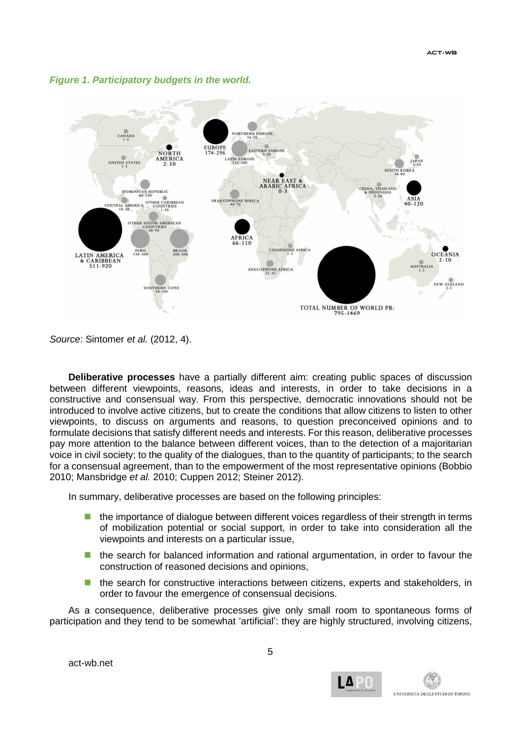*Figure 1. Participatory budgets in the world.*

*Source*: Sintomer *et al.* (2012, 4).

**Deliberative processes** have a partially different aim: creating public spaces of discussion between different viewpoints, reasons, ideas and interests, in order to take decisions in a constructive and consensual way. From this perspective, democratic innovations should not be introduced to involve active citizens, but to create the conditions that allow citizens to listen to other viewpoints, to discuss on arguments and reasons, to question preconceived opinions and to formulate decisions that satisfy different needs and interests. For this reason, deliberative processes pay more attention to the balance between different voices, than to the detection of a majoritarian voice in civil society; to the quality of the dialogues, than to the quantity of participants; to the search for a consensual agreement, than to the empowerment of the most representative opinions (Bobbio 2010; Mansbridge *et al.* 2010; Cuppen 2012; Steiner 2012).

In summary, deliberative processes are based on the following principles:

- the importance of dialogue between different voices regardless of their strength in terms of mobilization potential or social support, in order to take into consideration all the viewpoints and interests on a particular issue,
- the search for balanced information and rational argumentation, in order to favour the construction of reasoned decisions and opinions,
- the search for constructive interactions between citizens, experts and stakeholders, in order to favour the emergence of consensual decisions.

As a consequence, deliberative processes give only small room to spontaneous forms of participation and they tend to be somewhat 'artificial': they are highly structured, involving citizens,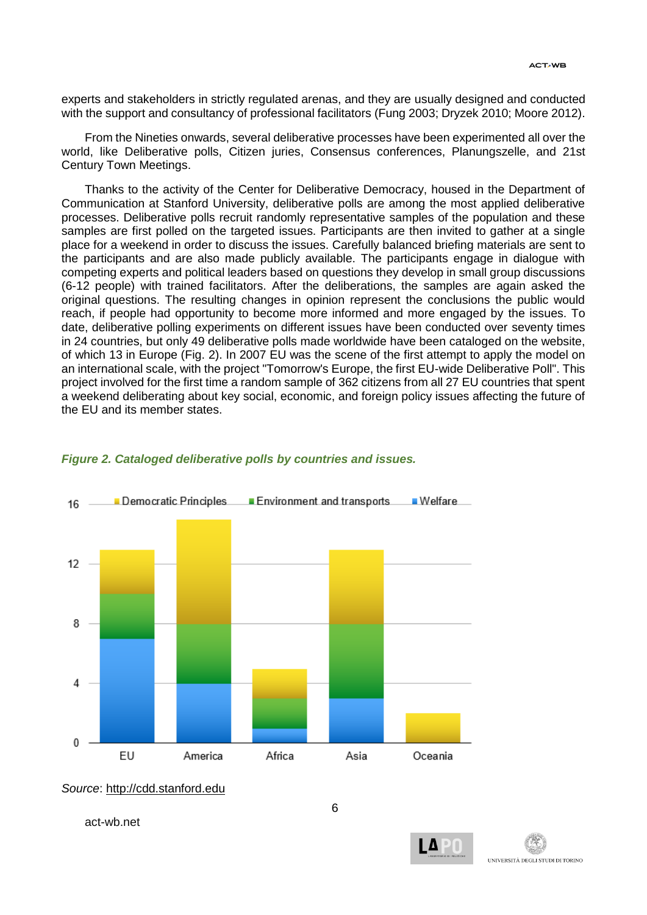experts and stakeholders in strictly regulated arenas, and they are usually designed and conducted with the support and consultancy of professional facilitators (Fung 2003; Dryzek 2010; Moore 2012).

From the Nineties onwards, several deliberative processes have been experimented all over the world, like Deliberative polls, Citizen juries, Consensus conferences, Planungszelle, and 21st Century Town Meetings.

Thanks to the activity of the Center for Deliberative Democracy, housed in the Department of Communication at Stanford University, deliberative polls are among the most applied deliberative processes. Deliberative polls recruit randomly representative samples of the population and these samples are first polled on the targeted issues. Participants are then invited to gather at a single place for a weekend in order to discuss the issues. Carefully balanced briefing materials are sent to the participants and are also made publicly available. The participants engage in dialogue with competing experts and political leaders based on questions they develop in small group discussions (6-12 people) with trained facilitators. After the deliberations, the samples are again asked the original questions. The resulting changes in opinion represent the conclusions the public would reach, if people had opportunity to become more informed and more engaged by the issues. To date, deliberative polling experiments on different issues have been conducted over seventy times in 24 countries, but only 49 deliberative polls made worldwide have been cataloged on the website, of which 13 in Europe (Fig. 2). In 2007 EU was the scene of the first attempt to apply the model on an international scale, with the project "Tomorrow's Europe, the first EU-wide Deliberative Poll". This project involved for the first time a random sample of 362 citizens from all 27 EU countries that spent a weekend deliberating about key social, economic, and foreign policy issues affecting the future of the EU and its member states.

***Figure 2. Cataloged deliberative polls by countries and issues.***

| | Welfare | Environment and transports | Democratic Principles |
|---|---|---|---|
| EU | 7 | 3 | 3 |
| America | 4 | 4 | 7 |
| Africa | 1 | 2 | 2 |
| Asia | 3 | 5 | 5 |
| Oceania | 0 | 0 | 2 |

*Source*: http://cdd.stanford.edu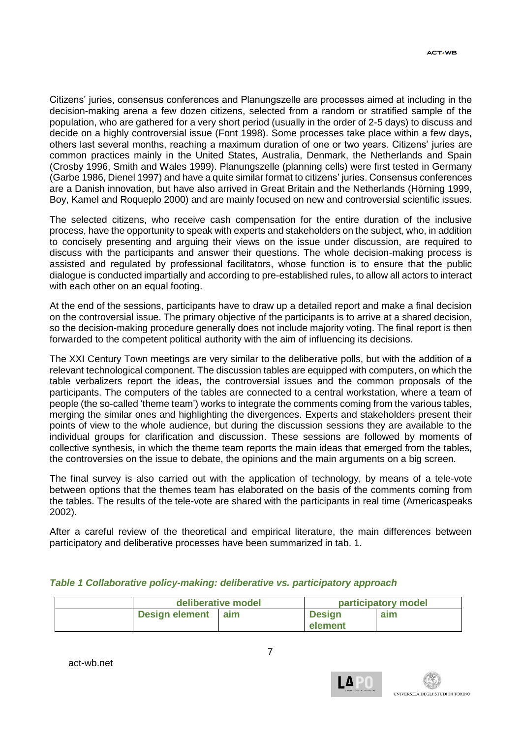Citizens' juries, consensus conferences and Planungszelle are processes aimed at including in the decision-making arena a few dozen citizens, selected from a random or stratified sample of the population, who are gathered for a very short period (usually in the order of 2-5 days) to discuss and decide on a highly controversial issue (Font 1998). Some processes take place within a few days, others last several months, reaching a maximum duration of one or two years. Citizens' juries are common practices mainly in the United States, Australia, Denmark, the Netherlands and Spain (Crosby 1996, Smith and Wales 1999). Planungszelle (planning cells) were first tested in Germany (Garbe 1986, Dienel 1997) and have a quite similar format to citizens' juries. Consensus conferences are a Danish innovation, but have also arrived in Great Britain and the Netherlands (Hörning 1999, Boy, Kamel and Roqueplo 2000) and are mainly focused on new and controversial scientific issues.

The selected citizens, who receive cash compensation for the entire duration of the inclusive process, have the opportunity to speak with experts and stakeholders on the subject, who, in addition to concisely presenting and arguing their views on the issue under discussion, are required to discuss with the participants and answer their questions. The whole decision-making process is assisted and regulated by professional facilitators, whose function is to ensure that the public dialogue is conducted impartially and according to pre-established rules, to allow all actors to interact with each other on an equal footing.

At the end of the sessions, participants have to draw up a detailed report and make a final decision on the controversial issue. The primary objective of the participants is to arrive at a shared decision, so the decision-making procedure generally does not include majority voting. The final report is then forwarded to the competent political authority with the aim of influencing its decisions.

The XXI Century Town meetings are very similar to the deliberative polls, but with the addition of a relevant technological component. The discussion tables are equipped with computers, on which the table verbalizers report the ideas, the controversial issues and the common proposals of the participants. The computers of the tables are connected to a central workstation, where a team of people (the so-called 'theme team') works to integrate the comments coming from the various tables, merging the similar ones and highlighting the divergences. Experts and stakeholders present their points of view to the whole audience, but during the discussion sessions they are available to the individual groups for clarification and discussion. These sessions are followed by moments of collective synthesis, in which the theme team reports the main ideas that emerged from the tables, the controversies on the issue to debate, the opinions and the main arguments on a big screen.

The final survey is also carried out with the application of technology, by means of a tele-vote between options that the themes team has elaborated on the basis of the comments coming from the tables. The results of the tele-vote are shared with the participants in real time (Americaspeaks 2002).

After a careful review of the theoretical and empirical literature, the main differences between participatory and deliberative processes have been summarized in tab. 1.

***Table 1 Collaborative policy-making: deliberative vs. participatory approach***

| | **deliberative model** | | **participatory model** | |
|---|---|---|---|---|
| | **Design element** | **aim** | **Design element** | **aim** |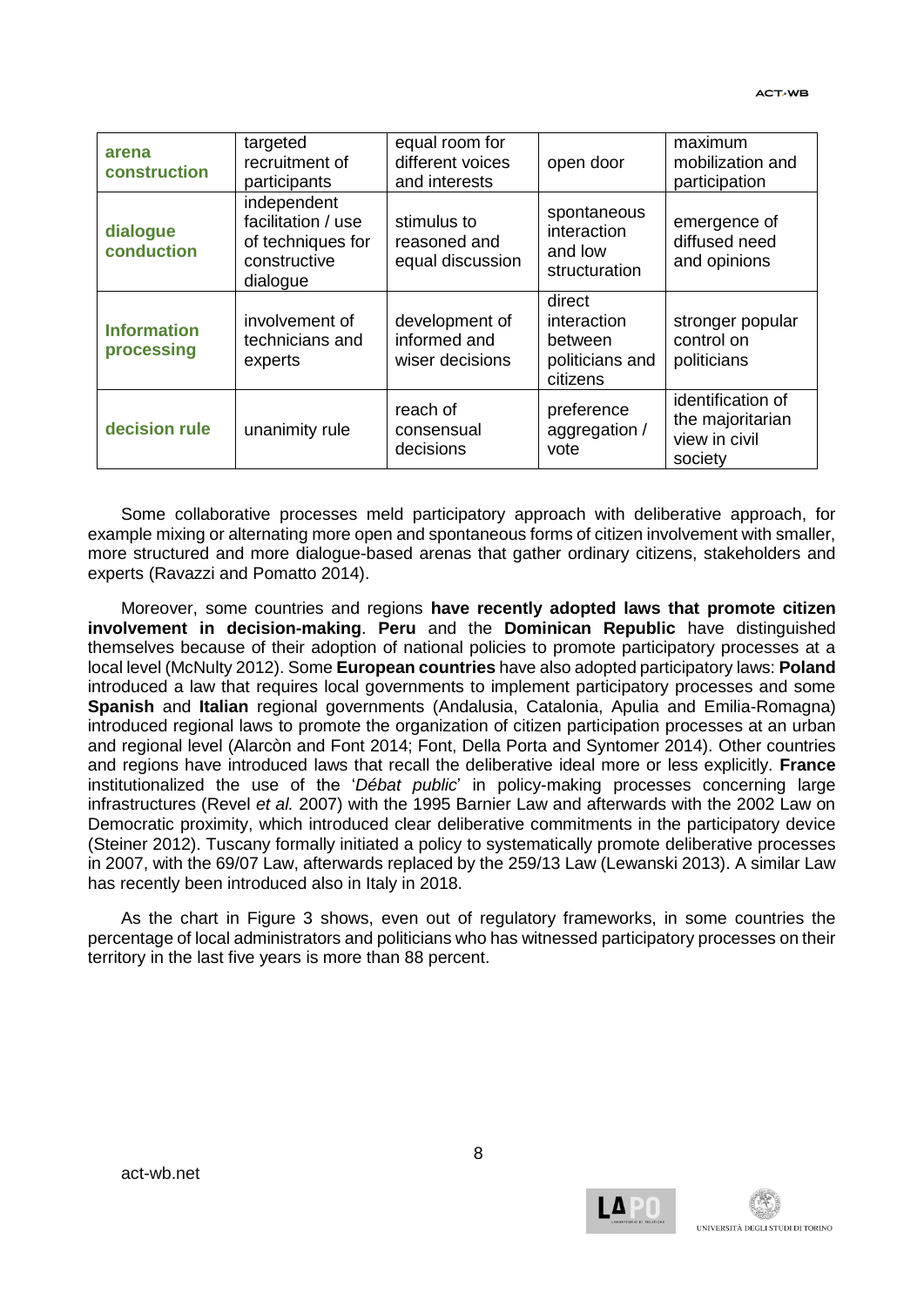| | | | | |
|---|---|---|---|---|
| **arena construction** | targeted recruitment of participants | equal room for different voices and interests | open door | maximum mobilization and participation |
| **dialogue conduction** | independent facilitation / use of techniques for constructive dialogue | stimulus to reasoned and equal discussion | spontaneous interaction and low structuration | emergence of diffused need and opinions |
| **Information processing** | involvement of technicians and experts | development of informed and wiser decisions | direct interaction between politicians and citizens | stronger popular control on politicians |
| **decision rule** | unanimity rule | reach of consensual decisions | preference aggregation / vote | identification of the majoritarian view in civil society |

Some collaborative processes meld participatory approach with deliberative approach, for example mixing or alternating more open and spontaneous forms of citizen involvement with smaller, more structured and more dialogue-based arenas that gather ordinary citizens, stakeholders and experts (Ravazzi and Pomatto 2014).

Moreover, some countries and regions **have recently adopted laws that promote citizen involvement in decision-making**. **Peru** and the **Dominican Republic** have distinguished themselves because of their adoption of national policies to promote participatory processes at a local level (McNulty 2012). Some **European countries** have also adopted participatory laws: **Poland** introduced a law that requires local governments to implement participatory processes and some **Spanish** and **Italian** regional governments (Andalusia, Catalonia, Apulia and Emilia-Romagna) introduced regional laws to promote the organization of citizen participation processes at an urban and regional level (Alarcòn and Font 2014; Font, Della Porta and Syntomer 2014). Other countries and regions have introduced laws that recall the deliberative ideal more or less explicitly. **France** institutionalized the use of the '*Débat public*' in policy-making processes concerning large infrastructures (Revel *et al.* 2007) with the 1995 Barnier Law and afterwards with the 2002 Law on Democratic proximity, which introduced clear deliberative commitments in the participatory device (Steiner 2012). Tuscany formally initiated a policy to systematically promote deliberative processes in 2007, with the 69/07 Law, afterwards replaced by the 259/13 Law (Lewanski 2013). A similar Law has recently been introduced also in Italy in 2018.

As the chart in Figure 3 shows, even out of regulatory frameworks, in some countries the percentage of local administrators and politicians who has witnessed participatory processes on their territory in the last five years is more than 88 percent.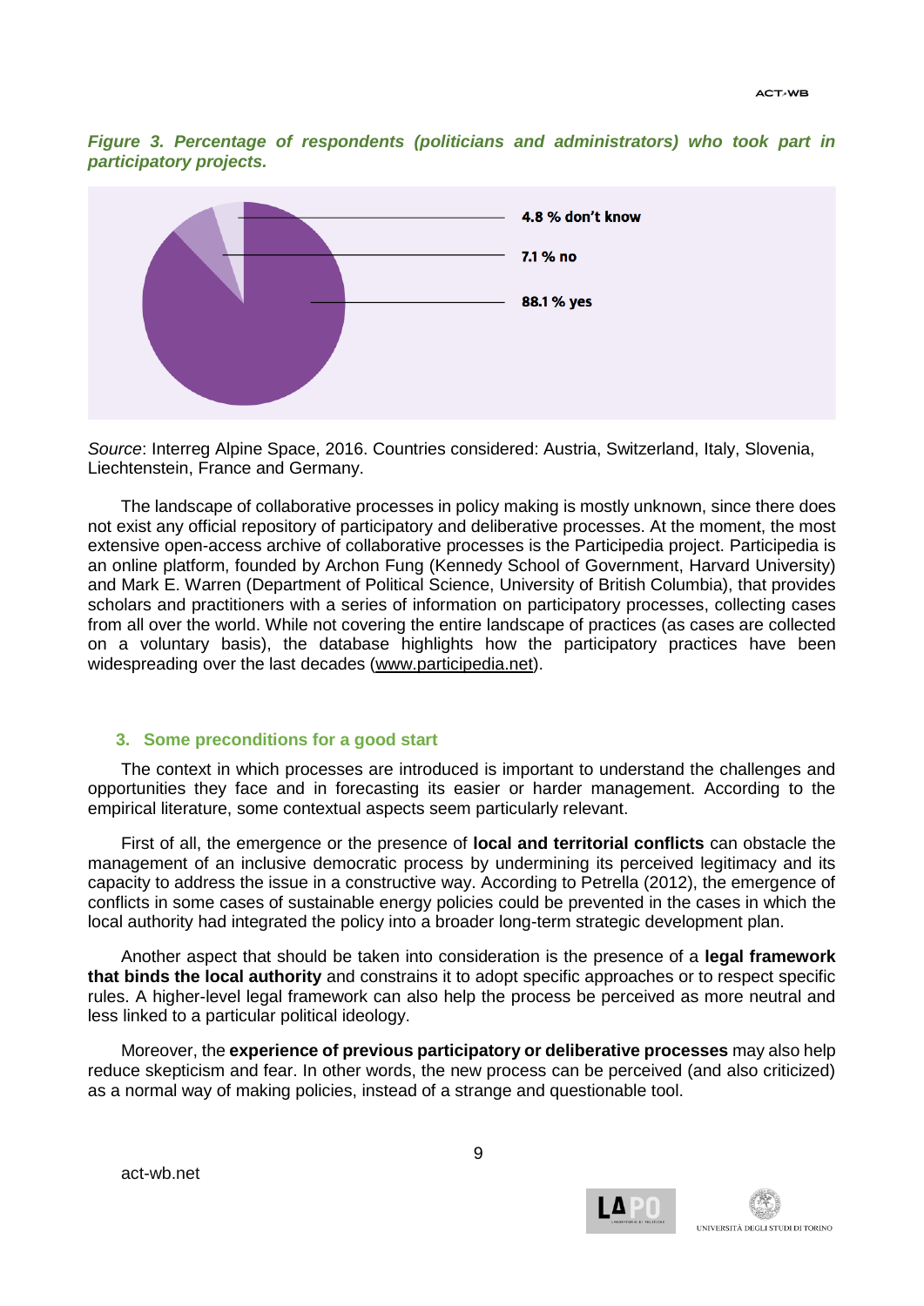*Figure 3. Percentage of respondents (politicians and administrators) who took part in participatory projects.*

4.8 % don't know

7.1 % no

88.1 % yes

*Source*: Interreg Alpine Space, 2016. Countries considered: Austria, Switzerland, Italy, Slovenia, Liechtenstein, France and Germany.

The landscape of collaborative processes in policy making is mostly unknown, since there does not exist any official repository of participatory and deliberative processes. At the moment, the most extensive open-access archive of collaborative processes is the Participedia project. Participedia is an online platform, founded by Archon Fung (Kennedy School of Government, Harvard University) and Mark E. Warren (Department of Political Science, University of British Columbia), that provides scholars and practitioners with a series of information on participatory processes, collecting cases from all over the world. While not covering the entire landscape of practices (as cases are collected on a voluntary basis), the database highlights how the participatory practices have been widespreading over the last decades (www.participedia.net).

## 3. Some preconditions for a good start

The context in which processes are introduced is important to understand the challenges and opportunities they face and in forecasting its easier or harder management. According to the empirical literature, some contextual aspects seem particularly relevant.

First of all, the emergence or the presence of **local and territorial conflicts** can obstacle the management of an inclusive democratic process by undermining its perceived legitimacy and its capacity to address the issue in a constructive way. According to Petrella (2012), the emergence of conflicts in some cases of sustainable energy policies could be prevented in the cases in which the local authority had integrated the policy into a broader long-term strategic development plan.

Another aspect that should be taken into consideration is the presence of a **legal framework that binds the local authority** and constrains it to adopt specific approaches or to respect specific rules. A higher-level legal framework can also help the process be perceived as more neutral and less linked to a particular political ideology.

Moreover, the **experience of previous participatory or deliberative processes** may also help reduce skepticism and fear. In other words, the new process can be perceived (and also criticized) as a normal way of making policies, instead of a strange and questionable tool.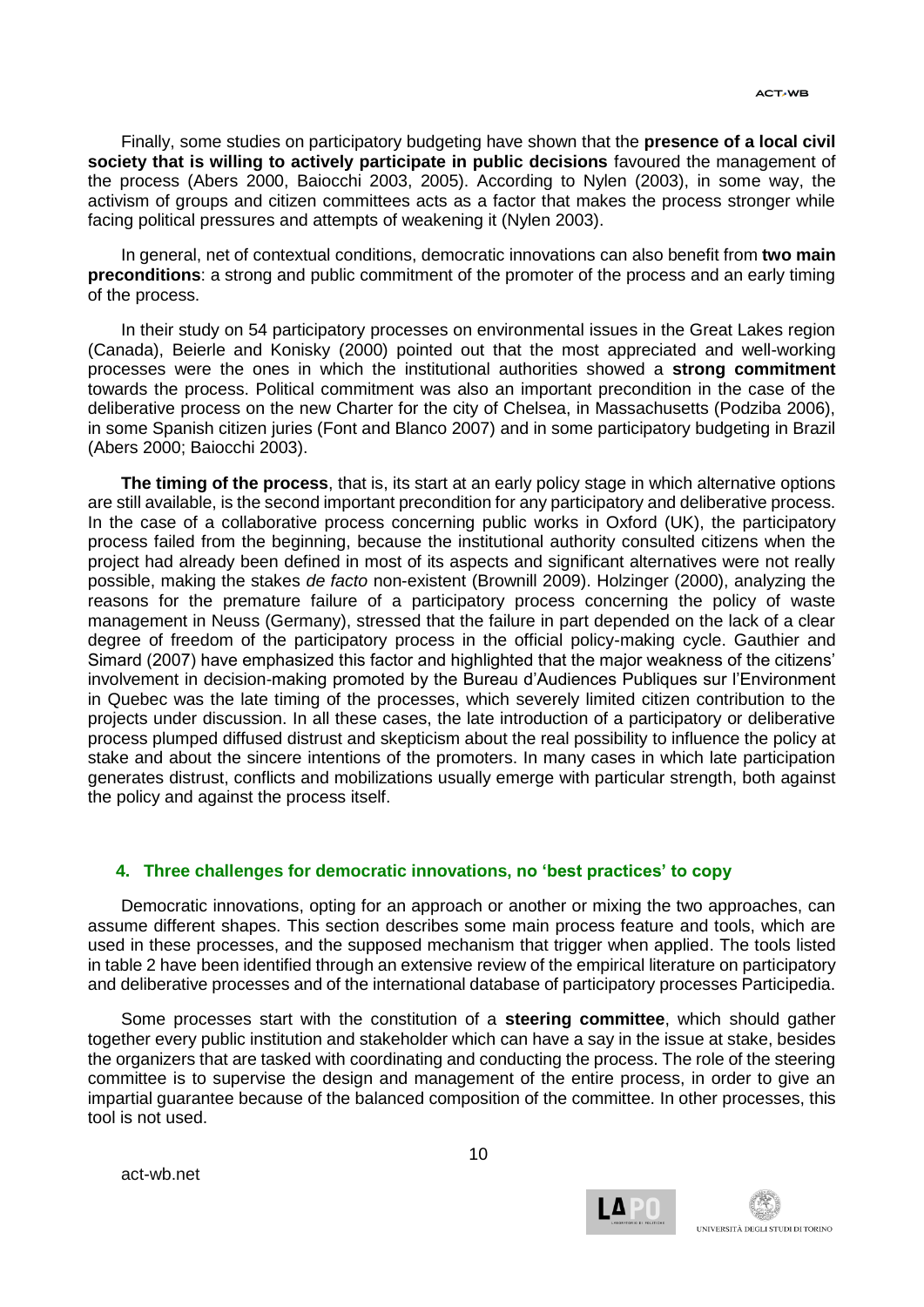Finally, some studies on participatory budgeting have shown that the **presence of a local civil society that is willing to actively participate in public decisions** favoured the management of the process (Abers 2000, Baiocchi 2003, 2005). According to Nylen (2003), in some way, the activism of groups and citizen committees acts as a factor that makes the process stronger while facing political pressures and attempts of weakening it (Nylen 2003).

In general, net of contextual conditions, democratic innovations can also benefit from **two main preconditions**: a strong and public commitment of the promoter of the process and an early timing of the process.

In their study on 54 participatory processes on environmental issues in the Great Lakes region (Canada), Beierle and Konisky (2000) pointed out that the most appreciated and well-working processes were the ones in which the institutional authorities showed a **strong commitment** towards the process. Political commitment was also an important precondition in the case of the deliberative process on the new Charter for the city of Chelsea, in Massachusetts (Podziba 2006), in some Spanish citizen juries (Font and Blanco 2007) and in some participatory budgeting in Brazil (Abers 2000; Baiocchi 2003).

**The timing of the process**, that is, its start at an early policy stage in which alternative options are still available, is the second important precondition for any participatory and deliberative process. In the case of a collaborative process concerning public works in Oxford (UK), the participatory process failed from the beginning, because the institutional authority consulted citizens when the project had already been defined in most of its aspects and significant alternatives were not really possible, making the stakes *de facto* non-existent (Brownill 2009). Holzinger (2000), analyzing the reasons for the premature failure of a participatory process concerning the policy of waste management in Neuss (Germany), stressed that the failure in part depended on the lack of a clear degree of freedom of the participatory process in the official policy-making cycle. Gauthier and Simard (2007) have emphasized this factor and highlighted that the major weakness of the citizens' involvement in decision-making promoted by the Bureau d'Audiences Publiques sur l'Environment in Quebec was the late timing of the processes, which severely limited citizen contribution to the projects under discussion. In all these cases, the late introduction of a participatory or deliberative process plumped diffused distrust and skepticism about the real possibility to influence the policy at stake and about the sincere intentions of the promoters. In many cases in which late participation generates distrust, conflicts and mobilizations usually emerge with particular strength, both against the policy and against the process itself.

## 4. Three challenges for democratic innovations, no 'best practices' to copy

Democratic innovations, opting for an approach or another or mixing the two approaches, can assume different shapes. This section describes some main process feature and tools, which are used in these processes, and the supposed mechanism that trigger when applied. The tools listed in table 2 have been identified through an extensive review of the empirical literature on participatory and deliberative processes and of the international database of participatory processes Participedia.

Some processes start with the constitution of a **steering committee**, which should gather together every public institution and stakeholder which can have a say in the issue at stake, besides the organizers that are tasked with coordinating and conducting the process. The role of the steering committee is to supervise the design and management of the entire process, in order to give an impartial guarantee because of the balanced composition of the committee. In other processes, this tool is not used.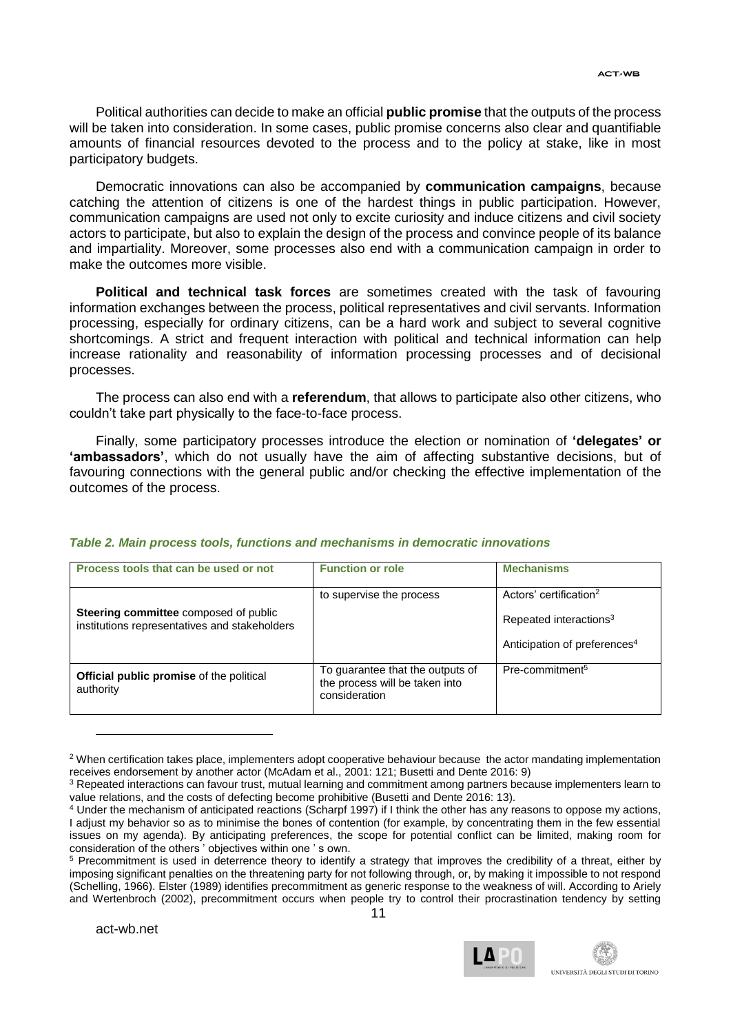Political authorities can decide to make an official **public promise** that the outputs of the process will be taken into consideration. In some cases, public promise concerns also clear and quantifiable amounts of financial resources devoted to the process and to the policy at stake, like in most participatory budgets.

Democratic innovations can also be accompanied by **communication campaigns**, because catching the attention of citizens is one of the hardest things in public participation. However, communication campaigns are used not only to excite curiosity and induce citizens and civil society actors to participate, but also to explain the design of the process and convince people of its balance and impartiality. Moreover, some processes also end with a communication campaign in order to make the outcomes more visible.

**Political and technical task forces** are sometimes created with the task of favouring information exchanges between the process, political representatives and civil servants. Information processing, especially for ordinary citizens, can be a hard work and subject to several cognitive shortcomings. A strict and frequent interaction with political and technical information can help increase rationality and reasonability of information processing processes and of decisional processes.

The process can also end with a **referendum**, that allows to participate also other citizens, who couldn't take part physically to the face-to-face process.

Finally, some participatory processes introduce the election or nomination of **'delegates' or 'ambassadors'**, which do not usually have the aim of affecting substantive decisions, but of favouring connections with the general public and/or checking the effective implementation of the outcomes of the process.

***Table 2. Main process tools, functions and mechanisms in democratic innovations***

| Process tools that can be used or not | Function or role | Mechanisms |
|---|---|---|
| **Steering committee** composed of public institutions representatives and stakeholders | to supervise the process | Actors' certification[2]<br>Repeated interactions[3]<br>Anticipation of preferences[4] |
| **Official public promise** of the political authority | To guarantee that the outputs of the process will be taken into consideration | Pre-commitment[5] |

---

[2] When certification takes place, implementers adopt cooperative behaviour because the actor mandating implementation receives endorsement by another actor (McAdam et al., 2001: 121; Busetti and Dente 2016: 9)

[3] Repeated interactions can favour trust, mutual learning and commitment among partners because implementers learn to value relations, and the costs of defecting become prohibitive (Busetti and Dente 2016: 13).

[4] Under the mechanism of anticipated reactions (Scharpf 1997) if I think the other has any reasons to oppose my actions, I adjust my behavior so as to minimise the bones of contention (for example, by concentrating them in the few essential issues on my agenda). By anticipating preferences, the scope for potential conflict can be limited, making room for consideration of the others ' objectives within one ' s own.

[5] Precommitment is used in deterrence theory to identify a strategy that improves the credibility of a threat, either by imposing significant penalties on the threatening party for not following through, or, by making it impossible to not respond (Schelling, 1966). Elster (1989) identifies precommitment as generic response to the weakness of will. According to Ariely and Wertenbroch (2002), precommitment occurs when people try to control their procrastination tendency by setting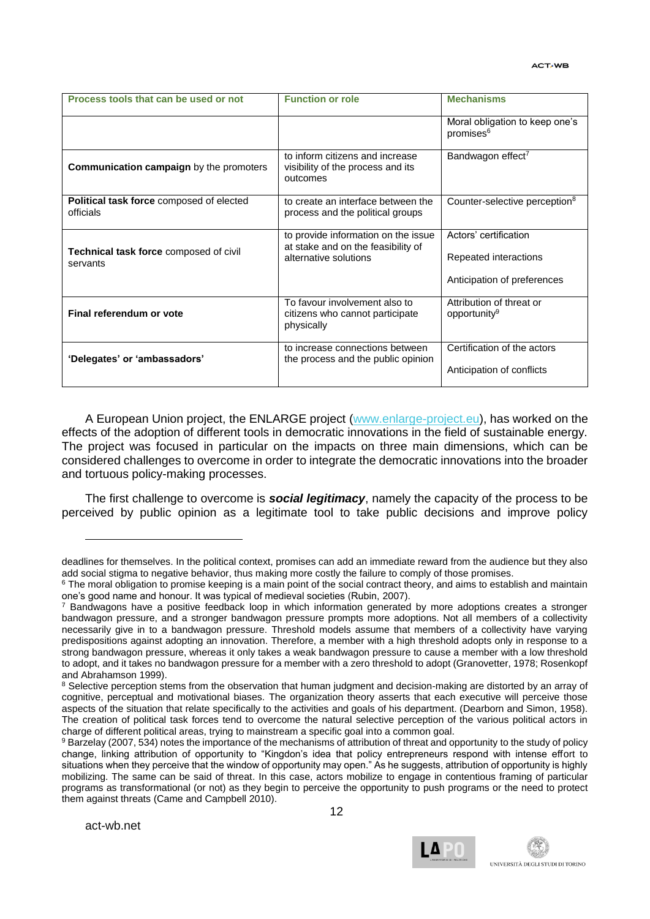| Process tools that can be used or not | Function or role | Mechanisms |
|---|---|---|
| | | Moral obligation to keep one's promises[6] |
| **Communication campaign** by the promoters | to inform citizens and increase visibility of the process and its outcomes | Bandwagon effect[7] |
| **Political task force** composed of elected officials | to create an interface between the process and the political groups | Counter-selective perception[8] |
| **Technical task force** composed of civil servants | to provide information on the issue at stake and on the feasibility of alternative solutions | Actors' certification<br><br>Repeated interactions<br><br>Anticipation of preferences |
| **Final referendum or vote** | To favour involvement also to citizens who cannot participate physically | Attribution of threat or opportunity[9] |
| **'Delegates' or 'ambassadors'** | to increase connections between the process and the public opinion | Certification of the actors<br><br>Anticipation of conflicts |

A European Union project, the ENLARGE project (www.enlarge-project.eu), has worked on the effects of the adoption of different tools in democratic innovations in the field of sustainable energy. The project was focused in particular on the impacts on three main dimensions, which can be considered challenges to overcome in order to integrate the democratic innovations into the broader and tortuous policy-making processes.

The first challenge to overcome is ***social legitimacy***, namely the capacity of the process to be perceived by public opinion as a legitimate tool to take public decisions and improve policy

---

deadlines for themselves. In the political context, promises can add an immediate reward from the audience but they also add social stigma to negative behavior, thus making more costly the failure to comply of those promises.

[6] The moral obligation to promise keeping is a main point of the social contract theory, and aims to establish and maintain one's good name and honour. It was typical of medieval societies (Rubin, 2007).

[7] Bandwagons have a positive feedback loop in which information generated by more adoptions creates a stronger bandwagon pressure, and a stronger bandwagon pressure prompts more adoptions. Not all members of a collectivity necessarily give in to a bandwagon pressure. Threshold models assume that members of a collectivity have varying predispositions against adopting an innovation. Therefore, a member with a high threshold adopts only in response to a strong bandwagon pressure, whereas it only takes a weak bandwagon pressure to cause a member with a low threshold to adopt, and it takes no bandwagon pressure for a member with a zero threshold to adopt (Granovetter, 1978; Rosenkopf and Abrahamson 1999).

[8] Selective perception stems from the observation that human judgment and decision-making are distorted by an array of cognitive, perceptual and motivational biases. The organization theory asserts that each executive will perceive those aspects of the situation that relate specifically to the activities and goals of his department. (Dearborn and Simon, 1958). The creation of political task forces tend to overcome the natural selective perception of the various political actors in charge of different political areas, trying to mainstream a specific goal into a common goal.

[9] Barzelay (2007, 534) notes the importance of the mechanisms of attribution of threat and opportunity to the study of policy change, linking attribution of opportunity to "Kingdon's idea that policy entrepreneurs respond with intense effort to situations when they perceive that the window of opportunity may open." As he suggests, attribution of opportunity is highly mobilizing. The same can be said of threat. In this case, actors mobilize to engage in contentious framing of particular programs as transformational (or not) as they begin to perceive the opportunity to push programs or the need to protect them against threats (Came and Campbell 2010).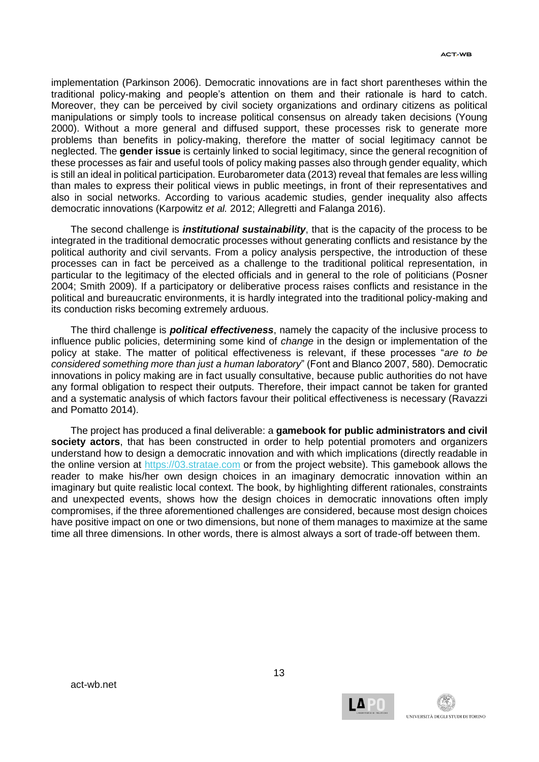implementation (Parkinson 2006). Democratic innovations are in fact short parentheses within the traditional policy-making and people's attention on them and their rationale is hard to catch. Moreover, they can be perceived by civil society organizations and ordinary citizens as political manipulations or simply tools to increase political consensus on already taken decisions (Young 2000). Without a more general and diffused support, these processes risk to generate more problems than benefits in policy-making, therefore the matter of social legitimacy cannot be neglected. The **gender issue** is certainly linked to social legitimacy, since the general recognition of these processes as fair and useful tools of policy making passes also through gender equality, which is still an ideal in political participation. Eurobarometer data (2013) reveal that females are less willing than males to express their political views in public meetings, in front of their representatives and also in social networks. According to various academic studies, gender inequality also affects democratic innovations (Karpowitz *et al.* 2012; Allegretti and Falanga 2016).

The second challenge is ***institutional sustainability***, that is the capacity of the process to be integrated in the traditional democratic processes without generating conflicts and resistance by the political authority and civil servants. From a policy analysis perspective, the introduction of these processes can in fact be perceived as a challenge to the traditional political representation, in particular to the legitimacy of the elected officials and in general to the role of politicians (Posner 2004; Smith 2009). If a participatory or deliberative process raises conflicts and resistance in the political and bureaucratic environments, it is hardly integrated into the traditional policy-making and its conduction risks becoming extremely arduous.

The third challenge is ***political effectiveness***, namely the capacity of the inclusive process to influence public policies, determining some kind of *change* in the design or implementation of the policy at stake. The matter of political effectiveness is relevant, if these processes "*are to be considered something more than just a human laboratory*" (Font and Blanco 2007, 580). Democratic innovations in policy making are in fact usually consultative, because public authorities do not have any formal obligation to respect their outputs. Therefore, their impact cannot be taken for granted and a systematic analysis of which factors favour their political effectiveness is necessary (Ravazzi and Pomatto 2014).

The project has produced a final deliverable: a **gamebook for public administrators and civil society actors**, that has been constructed in order to help potential promoters and organizers understand how to design a democratic innovation and with which implications (directly readable in the online version at https://03.stratae.com or from the project website). This gamebook allows the reader to make his/her own design choices in an imaginary democratic innovation within an imaginary but quite realistic local context. The book, by highlighting different rationales, constraints and unexpected events, shows how the design choices in democratic innovations often imply compromises, if the three aforementioned challenges are considered, because most design choices have positive impact on one or two dimensions, but none of them manages to maximize at the same time all three dimensions. In other words, there is almost always a sort of trade-off between them.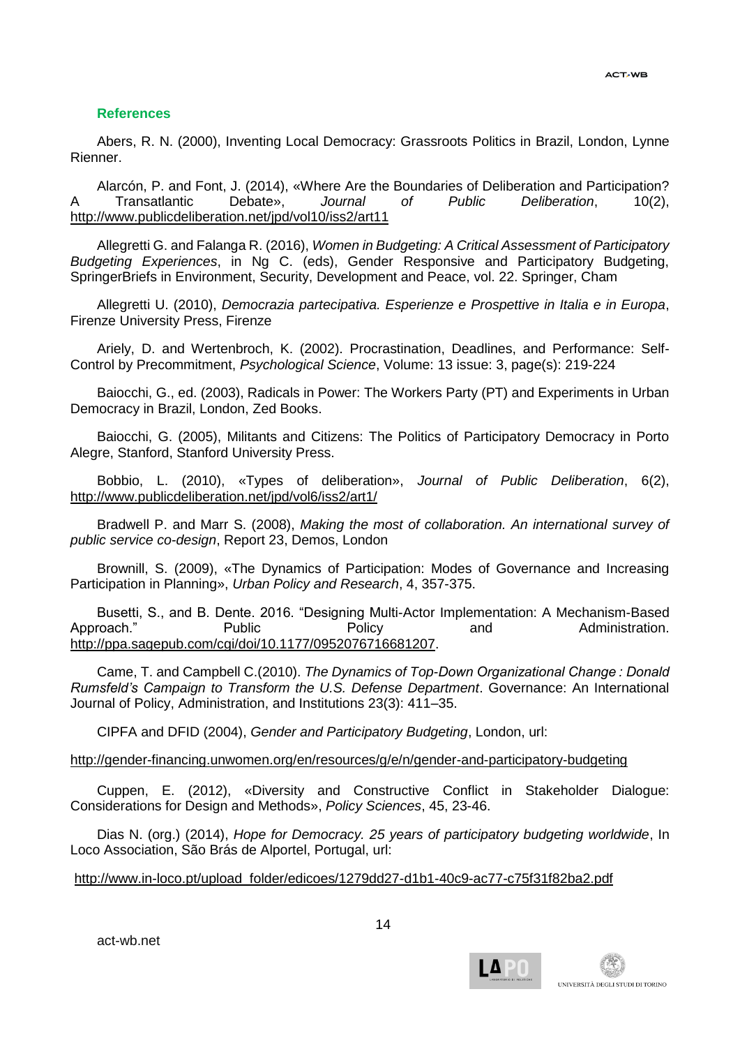## References

Abers, R. N. (2000), Inventing Local Democracy: Grassroots Politics in Brazil, London, Lynne Rienner.

Alarcón, P. and Font, J. (2014), «Where Are the Boundaries of Deliberation and Participation? A Transatlantic Debate», *Journal of Public Deliberation*, 10(2), http://www.publicdeliberation.net/jpd/vol10/iss2/art11

Allegretti G. and Falanga R. (2016), *Women in Budgeting: A Critical Assessment of Participatory Budgeting Experiences*, in Ng C. (eds), Gender Responsive and Participatory Budgeting, SpringerBriefs in Environment, Security, Development and Peace, vol. 22. Springer, Cham

Allegretti U. (2010), *Democrazia partecipativa. Esperienze e Prospettive in Italia e in Europa*, Firenze University Press, Firenze

Ariely, D. and Wertenbroch, K. (2002). Procrastination, Deadlines, and Performance: Self-Control by Precommitment, *Psychological Science*, Volume: 13 issue: 3, page(s): 219-224

Baiocchi, G., ed. (2003), Radicals in Power: The Workers Party (PT) and Experiments in Urban Democracy in Brazil, London, Zed Books.

Baiocchi, G. (2005), Militants and Citizens: The Politics of Participatory Democracy in Porto Alegre, Stanford, Stanford University Press.

Bobbio, L. (2010), «Types of deliberation», *Journal of Public Deliberation*, 6(2), http://www.publicdeliberation.net/jpd/vol6/iss2/art1/

Bradwell P. and Marr S. (2008), *Making the most of collaboration. An international survey of public service co-design*, Report 23, Demos, London

Brownill, S. (2009), «The Dynamics of Participation: Modes of Governance and Increasing Participation in Planning», *Urban Policy and Research*, 4, 357-375.

Busetti, S., and B. Dente. 2016. "Designing Multi-Actor Implementation: A Mechanism-Based Approach." Public Policy and Administration. http://ppa.sagepub.com/cgi/doi/10.1177/0952076716681207.

Came, T. and Campbell C.(2010). *The Dynamics of Top-Down Organizational Change : Donald Rumsfeld's Campaign to Transform the U.S. Defense Department*. Governance: An International Journal of Policy, Administration, and Institutions 23(3): 411–35.

CIPFA and DFID (2004), *Gender and Participatory Budgeting*, London, url:

http://gender-financing.unwomen.org/en/resources/g/e/n/gender-and-participatory-budgeting

Cuppen, E. (2012), «Diversity and Constructive Conflict in Stakeholder Dialogue: Considerations for Design and Methods», *Policy Sciences*, 45, 23-46.

Dias N. (org.) (2014), *Hope for Democracy. 25 years of participatory budgeting worldwide*, In Loco Association, São Brás de Alportel, Portugal, url:

http://www.in-loco.pt/upload_folder/edicoes/1279dd27-d1b1-40c9-ac77-c75f31f82ba2.pdf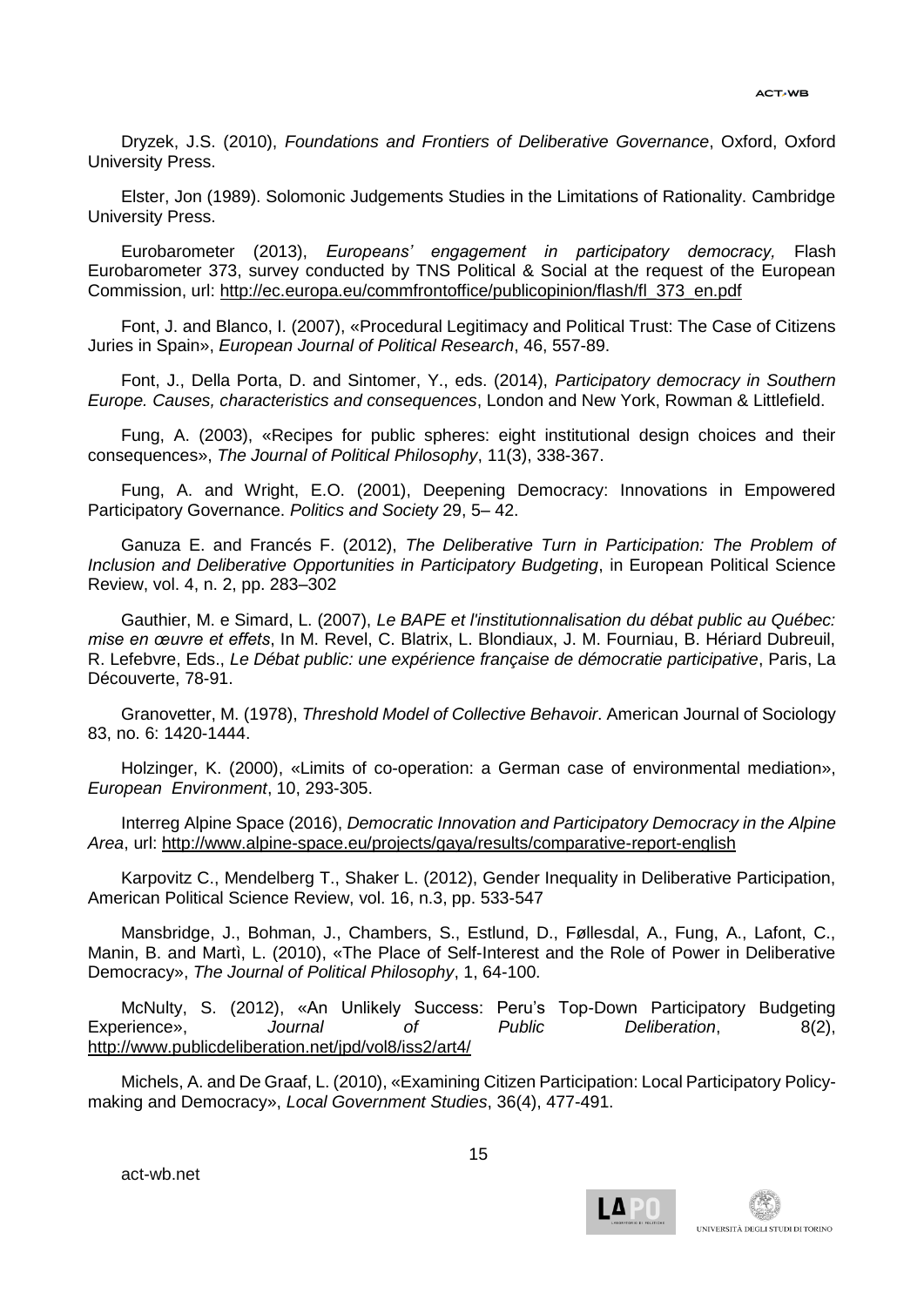Dryzek, J.S. (2010), *Foundations and Frontiers of Deliberative Governance*, Oxford, Oxford University Press.

Elster, Jon (1989). Solomonic Judgements Studies in the Limitations of Rationality. Cambridge University Press.

Eurobarometer (2013), *Europeans' engagement in participatory democracy,* Flash Eurobarometer 373, survey conducted by TNS Political & Social at the request of the European Commission, url: http://ec.europa.eu/commfrontoffice/publicopinion/flash/fl_373_en.pdf

Font, J. and Blanco, I. (2007), «Procedural Legitimacy and Political Trust: The Case of Citizens Juries in Spain», *European Journal of Political Research*, 46, 557-89.

Font, J., Della Porta, D. and Sintomer, Y., eds. (2014), *Participatory democracy in Southern Europe. Causes, characteristics and consequences*, London and New York, Rowman & Littlefield.

Fung, A. (2003), «Recipes for public spheres: eight institutional design choices and their consequences», *The Journal of Political Philosophy*, 11(3), 338-367.

Fung, A. and Wright, E.O. (2001), Deepening Democracy: Innovations in Empowered Participatory Governance. *Politics and Society* 29, 5– 42.

Ganuza E. and Francés F. (2012), *The Deliberative Turn in Participation: The Problem of Inclusion and Deliberative Opportunities in Participatory Budgeting*, in European Political Science Review, vol. 4, n. 2, pp. 283–302

Gauthier, M. e Simard, L. (2007), *Le BAPE et l'institutionnalisation du débat public au Québec: mise en œuvre et effets*, In M. Revel, C. Blatrix, L. Blondiaux, J. M. Fourniau, B. Hériard Dubreuil, R. Lefebvre, Eds., *Le Débat public: une expérience française de démocratie participative*, Paris, La Découverte, 78-91.

Granovetter, M. (1978), *Threshold Model of Collective Behavoir*. American Journal of Sociology 83, no. 6: 1420-1444.

Holzinger, K. (2000), «Limits of co-operation: a German case of environmental mediation», *European Environment*, 10, 293-305.

Interreg Alpine Space (2016), *Democratic Innovation and Participatory Democracy in the Alpine Area*, url: http://www.alpine-space.eu/projects/gaya/results/comparative-report-english

Karpovitz C., Mendelberg T., Shaker L. (2012), Gender Inequality in Deliberative Participation, American Political Science Review, vol. 16, n.3, pp. 533-547

Mansbridge, J., Bohman, J., Chambers, S., Estlund, D., Føllesdal, A., Fung, A., Lafont, C., Manin, B. and Martì, L. (2010), «The Place of Self-Interest and the Role of Power in Deliberative Democracy», *The Journal of Political Philosophy*, 1, 64-100.

McNulty, S. (2012), «An Unlikely Success: Peru's Top-Down Participatory Budgeting Experience», *Journal of Public Deliberation*, 8(2), http://www.publicdeliberation.net/jpd/vol8/iss2/art4/

Michels, A. and De Graaf, L. (2010), «Examining Citizen Participation: Local Participatory Policy-making and Democracy», *Local Government Studies*, 36(4), 477-491.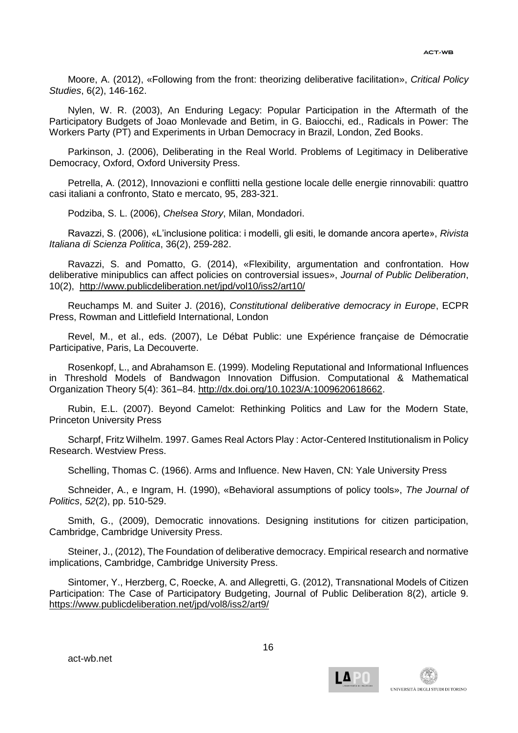Moore, A. (2012), «Following from the front: theorizing deliberative facilitation», *Critical Policy Studies*, 6(2), 146-162.

Nylen, W. R. (2003), An Enduring Legacy: Popular Participation in the Aftermath of the Participatory Budgets of Joao Monlevade and Betim, in G. Baiocchi, ed., Radicals in Power: The Workers Party (PT) and Experiments in Urban Democracy in Brazil, London, Zed Books.

Parkinson, J. (2006), Deliberating in the Real World. Problems of Legitimacy in Deliberative Democracy, Oxford, Oxford University Press.

Petrella, A. (2012), Innovazioni e conflitti nella gestione locale delle energie rinnovabili: quattro casi italiani a confronto, Stato e mercato, 95, 283-321.

Podziba, S. L. (2006), *Chelsea Story*, Milan, Mondadori.

Ravazzi, S. (2006), «L'inclusione politica: i modelli, gli esiti, le domande ancora aperte», *Rivista Italiana di Scienza Politica*, 36(2), 259-282.

Ravazzi, S. and Pomatto, G. (2014), «Flexibility, argumentation and confrontation. How deliberative minipublics can affect policies on controversial issues», *Journal of Public Deliberation*, 10(2), http://www.publicdeliberation.net/jpd/vol10/iss2/art10/

Reuchamps M. and Suiter J. (2016), *Constitutional deliberative democracy in Europe*, ECPR Press, Rowman and Littlefield International, London

Revel, M., et al., eds. (2007), Le Débat Public: une Expérience française de Démocratie Participative, Paris, La Decouverte.

Rosenkopf, L., and Abrahamson E. (1999). Modeling Reputational and Informational Influences in Threshold Models of Bandwagon Innovation Diffusion. Computational & Mathematical Organization Theory 5(4): 361–84. http://dx.doi.org/10.1023/A:1009620618662.

Rubin, E.L. (2007). Beyond Camelot: Rethinking Politics and Law for the Modern State, Princeton University Press

Scharpf, Fritz Wilhelm. 1997. Games Real Actors Play : Actor-Centered Institutionalism in Policy Research. Westview Press.

Schelling, Thomas C. (1966). Arms and Influence. New Haven, CN: Yale University Press

Schneider, A., e Ingram, H. (1990), «Behavioral assumptions of policy tools», *The Journal of Politics*, *52*(2), pp. 510-529.

Smith, G., (2009), Democratic innovations. Designing institutions for citizen participation, Cambridge, Cambridge University Press.

Steiner, J., (2012), The Foundation of deliberative democracy. Empirical research and normative implications, Cambridge, Cambridge University Press.

Sintomer, Y., Herzberg, C, Roecke, A. and Allegretti, G. (2012), Transnational Models of Citizen Participation: The Case of Participatory Budgeting, Journal of Public Deliberation 8(2), article 9. https://www.publicdeliberation.net/jpd/vol8/iss2/art9/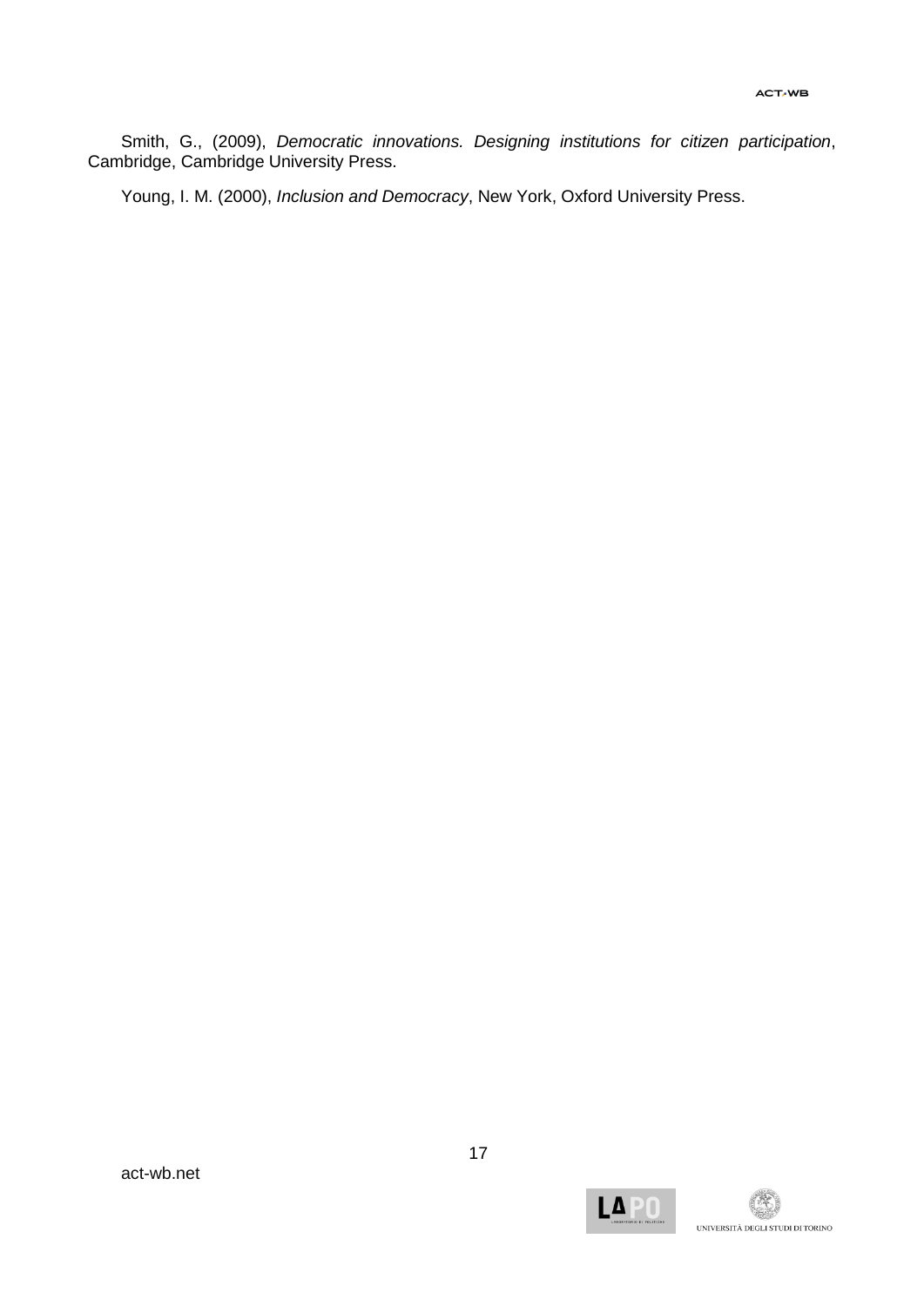Smith, G., (2009), *Democratic innovations. Designing institutions for citizen participation*, Cambridge, Cambridge University Press.

Young, I. M. (2000), *Inclusion and Democracy*, New York, Oxford University Press.